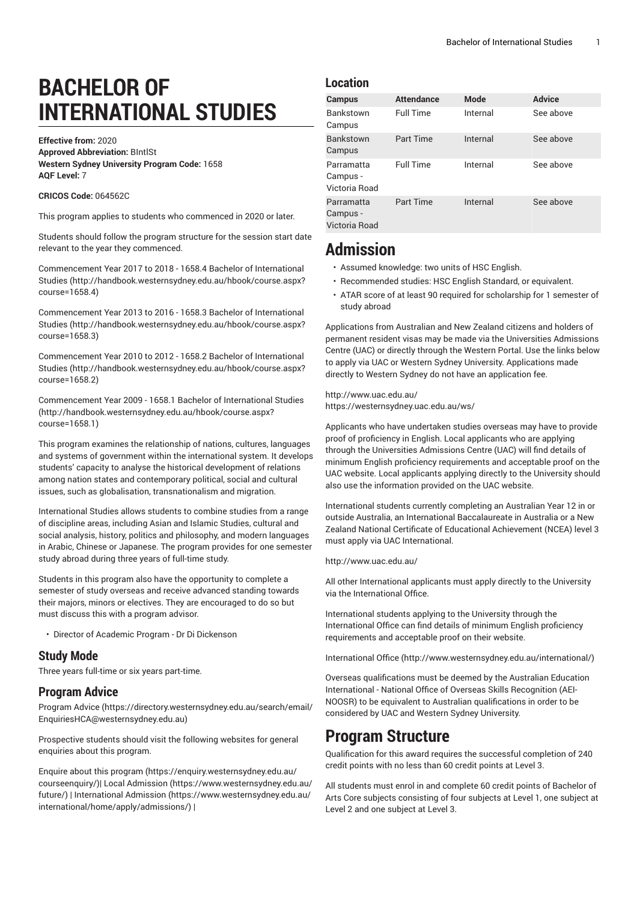# BACHELOR OF INTERNATIONAL STUDIES

**Effective from:** 2020
**Approved Abbreviation:** BIntlSt
**Western Sydney University Program Code:** 1658
**AQF Level:** 7

**CRICOS Code:** 064562C

This program applies to students who commenced in 2020 or later.

Students should follow the program structure for the session start date relevant to the year they commenced.

Commencement Year 2017 to 2018 - 1658.4 Bachelor of International Studies (http://handbook.westernsydney.edu.au/hbook/course.aspx?course=1658.4)

Commencement Year 2013 to 2016 - 1658.3 Bachelor of International Studies (http://handbook.westernsydney.edu.au/hbook/course.aspx?course=1658.3)

Commencement Year 2010 to 2012 - 1658.2 Bachelor of International Studies (http://handbook.westernsydney.edu.au/hbook/course.aspx?course=1658.2)

Commencement Year 2009 - 1658.1 Bachelor of International Studies (http://handbook.westernsydney.edu.au/hbook/course.aspx?course=1658.1)

This program examines the relationship of nations, cultures, languages and systems of government within the international system. It develops students' capacity to analyse the historical development of relations among nation states and contemporary political, social and cultural issues, such as globalisation, transnationalism and migration.

International Studies allows students to combine studies from a range of discipline areas, including Asian and Islamic Studies, cultural and social analysis, history, politics and philosophy, and modern languages in Arabic, Chinese or Japanese. The program provides for one semester study abroad during three years of full-time study.

Students in this program also have the opportunity to complete a semester of study overseas and receive advanced standing towards their majors, minors or electives. They are encouraged to do so but must discuss this with a program advisor.

- Director of Academic Program - Dr Di Dickenson

## Study Mode

Three years full-time or six years part-time.

## Program Advice

Program Advice (https://directory.westernsydney.edu.au/search/email/EnquiriesHCA@westernsydney.edu.au)

Prospective students should visit the following websites for general enquiries about this program.

Enquire about this program (https://enquiry.westernsydney.edu.au/courseenquiry/)| Local Admission (https://www.westernsydney.edu.au/future/) | International Admission (https://www.westernsydney.edu.au/international/home/apply/admissions/) |

## Location

| Campus | Attendance | Mode | Advice |
|---|---|---|---|
| Bankstown Campus | Full Time | Internal | See above |
| Bankstown Campus | Part Time | Internal | See above |
| Parramatta Campus - Victoria Road | Full Time | Internal | See above |
| Parramatta Campus - Victoria Road | Part Time | Internal | See above |

# Admission

- Assumed knowledge: two units of HSC English.
- Recommended studies: HSC English Standard, or equivalent.
- ATAR score of at least 90 required for scholarship for 1 semester of study abroad

Applications from Australian and New Zealand citizens and holders of permanent resident visas may be made via the Universities Admissions Centre (UAC) or directly through the Western Portal. Use the links below to apply via UAC or Western Sydney University. Applications made directly to Western Sydney do not have an application fee.

http://www.uac.edu.au/
https://westernsydney.uac.edu.au/ws/

Applicants who have undertaken studies overseas may have to provide proof of proficiency in English. Local applicants who are applying through the Universities Admissions Centre (UAC) will find details of minimum English proficiency requirements and acceptable proof on the UAC website. Local applicants applying directly to the University should also use the information provided on the UAC website.

International students currently completing an Australian Year 12 in or outside Australia, an International Baccalaureate in Australia or a New Zealand National Certificate of Educational Achievement (NCEA) level 3 must apply via UAC International.

http://www.uac.edu.au/

All other International applicants must apply directly to the University via the International Office.

International students applying to the University through the International Office can find details of minimum English proficiency requirements and acceptable proof on their website.

International Office (http://www.westernsydney.edu.au/international/)

Overseas qualifications must be deemed by the Australian Education International - National Office of Overseas Skills Recognition (AEI-NOOSR) to be equivalent to Australian qualifications in order to be considered by UAC and Western Sydney University.

# Program Structure

Qualification for this award requires the successful completion of 240 credit points with no less than 60 credit points at Level 3.

All students must enrol in and complete 60 credit points of Bachelor of Arts Core subjects consisting of four subjects at Level 1, one subject at Level 2 and one subject at Level 3.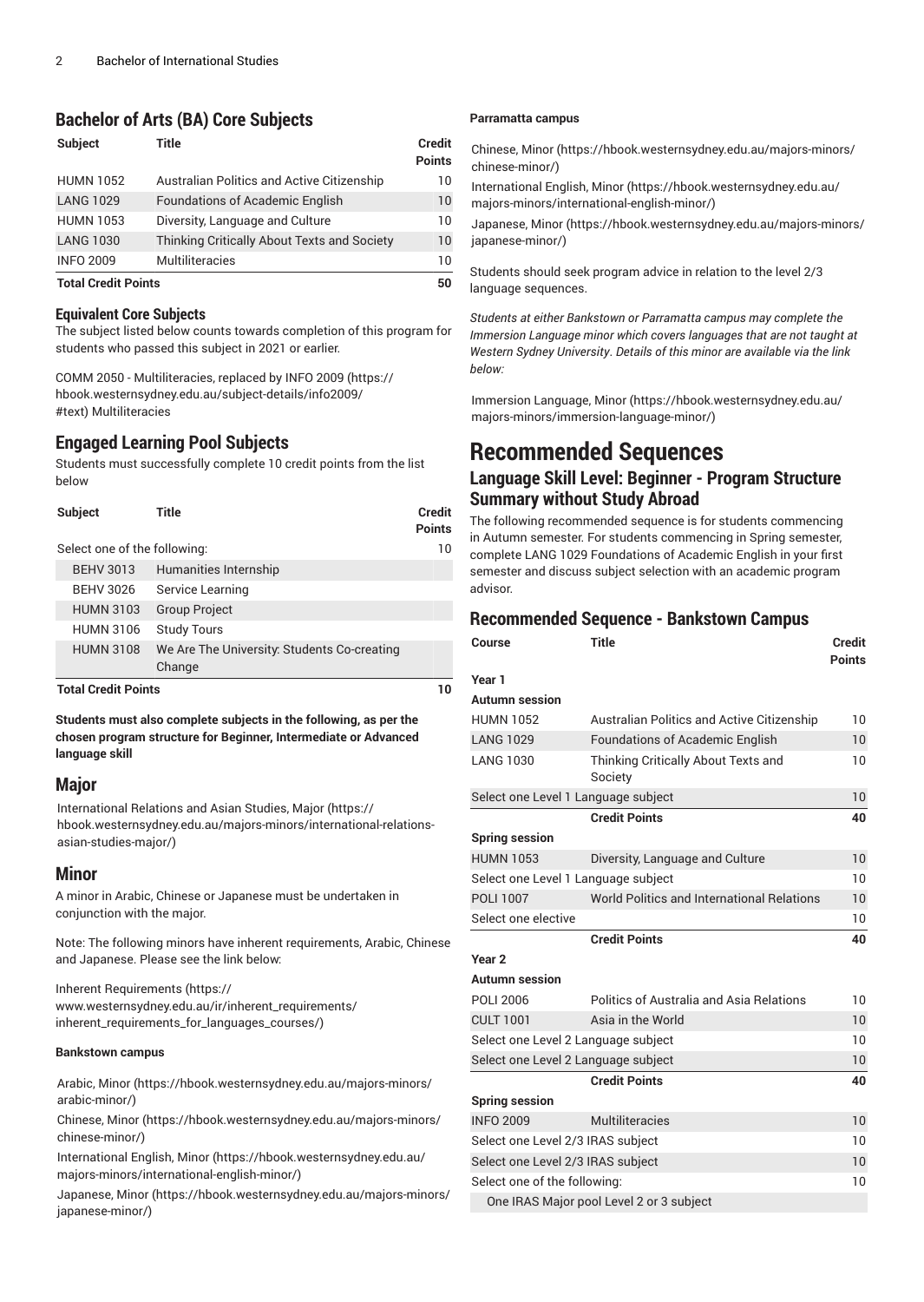## Bachelor of Arts (BA) Core Subjects

| Subject | Title | Credit Points |
|---|---|---|
| HUMN 1052 | Australian Politics and Active Citizenship | 10 |
| LANG 1029 | Foundations of Academic English | 10 |
| HUMN 1053 | Diversity, Language and Culture | 10 |
| LANG 1030 | Thinking Critically About Texts and Society | 10 |
| INFO 2009 | Multiliteracies | 10 |
| **Total Credit Points** | | **50** |

### Equivalent Core Subjects

The subject listed below counts towards completion of this program for students who passed this subject in 2021 or earlier.

COMM 2050 - Multiliteracies, replaced by INFO 2009 (https://hbook.westernsydney.edu.au/subject-details/info2009/#text) Multiliteracies

## Engaged Learning Pool Subjects

Students must successfully complete 10 credit points from the list below

| Subject | Title | Credit Points |
|---|---|---|
| Select one of the following: | | 10 |
| BEHV 3013 | Humanities Internship | |
| BEHV 3026 | Service Learning | |
| HUMN 3103 | Group Project | |
| HUMN 3106 | Study Tours | |
| HUMN 3108 | We Are The University: Students Co-creating Change | |
| **Total Credit Points** | | **10** |

**Students must also complete subjects in the following, as per the chosen program structure for Beginner, Intermediate or Advanced language skill**

## Major

International Relations and Asian Studies, Major (https://hbook.westernsydney.edu.au/majors-minors/international-relations-asian-studies-major/)

## Minor

A minor in Arabic, Chinese or Japanese must be undertaken in conjunction with the major.

Note: The following minors have inherent requirements, Arabic, Chinese and Japanese. Please see the link below:

Inherent Requirements (https://www.westernsydney.edu.au/ir/inherent_requirements/inherent_requirements_for_languages_courses/)

#### Bankstown campus

Arabic, Minor (https://hbook.westernsydney.edu.au/majors-minors/arabic-minor/)

Chinese, Minor (https://hbook.westernsydney.edu.au/majors-minors/chinese-minor/)

International English, Minor (https://hbook.westernsydney.edu.au/majors-minors/international-english-minor/)

Japanese, Minor (https://hbook.westernsydney.edu.au/majors-minors/japanese-minor/)

#### Parramatta campus

Chinese, Minor (https://hbook.westernsydney.edu.au/majors-minors/chinese-minor/)

International English, Minor (https://hbook.westernsydney.edu.au/majors-minors/international-english-minor/)

Japanese, Minor (https://hbook.westernsydney.edu.au/majors-minors/japanese-minor/)

Students should seek program advice in relation to the level 2/3 language sequences.

*Students at either Bankstown or Parramatta campus may complete the Immersion Language minor which covers languages that are not taught at Western Sydney University. Details of this minor are available via the link below:*

Immersion Language, Minor (https://hbook.westernsydney.edu.au/majors-minors/immersion-language-minor/)

# Recommended Sequences

## Language Skill Level: Beginner - Program Structure Summary without Study Abroad

The following recommended sequence is for students commencing in Autumn semester. For students commencing in Spring semester, complete LANG 1029 Foundations of Academic English in your first semester and discuss subject selection with an academic program advisor.

### Recommended Sequence - Bankstown Campus

| Course | Title | Credit Points |
|---|---|---|
| **Year 1** | | |
| **Autumn session** | | |
| HUMN 1052 | Australian Politics and Active Citizenship | 10 |
| LANG 1029 | Foundations of Academic English | 10 |
| LANG 1030 | Thinking Critically About Texts and Society | 10 |
| Select one Level 1 Language subject | | 10 |
| | **Credit Points** | **40** |
| **Spring session** | | |
| HUMN 1053 | Diversity, Language and Culture | 10 |
| Select one Level 1 Language subject | | 10 |
| POLI 1007 | World Politics and International Relations | 10 |
| Select one elective | | 10 |
| | **Credit Points** | **40** |
| **Year 2** | | |
| **Autumn session** | | |
| POLI 2006 | Politics of Australia and Asia Relations | 10 |
| CULT 1001 | Asia in the World | 10 |
| Select one Level 2 Language subject | | 10 |
| Select one Level 2 Language subject | | 10 |
| | **Credit Points** | **40** |
| **Spring session** | | |
| INFO 2009 | Multiliteracies | 10 |
| Select one Level 2/3 IRAS subject | | 10 |
| Select one Level 2/3 IRAS subject | | 10 |
| Select one of the following: | | 10 |
| One IRAS Major pool Level 2 or 3 subject | | |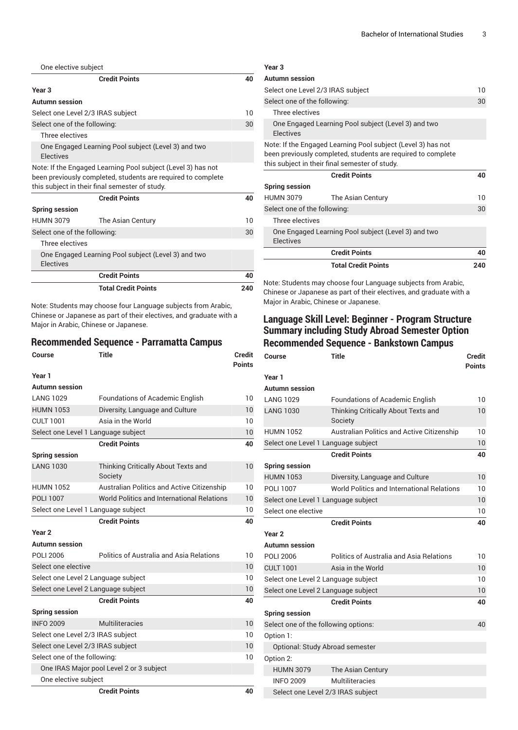| Course | Title | Credit Points |
|---|---|---|
| One elective subject | | |
| | **Credit Points** | **40** |
| **Year 3** | | |
| **Autumn session** | | |
| Select one Level 2/3 IRAS subject | | 10 |
| Select one of the following: | | 30 |
| Three electives | | |
| One Engaged Learning Pool subject (Level 3) and two Electives | | |
| Note: If the Engaged Learning Pool subject (Level 3) has not been previously completed, students are required to complete this subject in their final semester of study. | | |
| | **Credit Points** | **40** |
| **Spring session** | | |
| HUMN 3079 | The Asian Century | 10 |
| Select one of the following: | | 30 |
| Three electives | | |
| One Engaged Learning Pool subject (Level 3) and two Electives | | |
| | **Credit Points** | **40** |
| | **Total Credit Points** | **240** |

Note: Students may choose four Language subjects from Arabic, Chinese or Japanese as part of their electives, and graduate with a Major in Arabic, Chinese or Japanese.

## Recommended Sequence - Parramatta Campus

| Course | Title | Credit Points |
|---|---|---|
| **Year 1** | | |
| **Autumn session** | | |
| LANG 1029 | Foundations of Academic English | 10 |
| HUMN 1053 | Diversity, Language and Culture | 10 |
| CULT 1001 | Asia in the World | 10 |
| Select one Level 1 Language subject | | 10 |
| | **Credit Points** | **40** |
| **Spring session** | | |
| LANG 1030 | Thinking Critically About Texts and Society | 10 |
| HUMN 1052 | Australian Politics and Active Citizenship | 10 |
| POLI 1007 | World Politics and International Relations | 10 |
| Select one Level 1 Language subject | | 10 |
| | **Credit Points** | **40** |
| **Year 2** | | |
| **Autumn session** | | |
| POLI 2006 | Politics of Australia and Asia Relations | 10 |
| Select one elective | | 10 |
| Select one Level 2 Language subject | | 10 |
| Select one Level 2 Language subject | | 10 |
| | **Credit Points** | **40** |
| **Spring session** | | |
| INFO 2009 | Multiliteracies | 10 |
| Select one Level 2/3 IRAS subject | | 10 |
| Select one Level 2/3 IRAS subject | | 10 |
| Select one of the following: | | 10 |
| One IRAS Major pool Level 2 or 3 subject | | |
| One elective subject | | |
| | **Credit Points** | **40** |
| **Year 3** | | |
| **Autumn session** | | |
| Select one Level 2/3 IRAS subject | | 10 |
| Select one of the following: | | 30 |
| Three electives | | |
| One Engaged Learning Pool subject (Level 3) and two Electives | | |
| Note: If the Engaged Learning Pool subject (Level 3) has not been previously completed, students are required to complete this subject in their final semester of study. | | |
| | **Credit Points** | **40** |
| **Spring session** | | |
| HUMN 3079 | The Asian Century | 10 |
| Select one of the following: | | 30 |
| Three electives | | |
| One Engaged Learning Pool subject (Level 3) and two Electives | | |
| | **Credit Points** | **40** |
| | **Total Credit Points** | **240** |

Note: Students may choose four Language subjects from Arabic, Chinese or Japanese as part of their electives, and graduate with a Major in Arabic, Chinese or Japanese.

## Language Skill Level: Beginner - Program Structure Summary including Study Abroad Semester Option Recommended Sequence - Bankstown Campus

| Course | Title | Credit Points |
|---|---|---|
| **Year 1** | | |
| **Autumn session** | | |
| LANG 1029 | Foundations of Academic English | 10 |
| LANG 1030 | Thinking Critically About Texts and Society | 10 |
| HUMN 1052 | Australian Politics and Active Citizenship | 10 |
| Select one Level 1 Language subject | | 10 |
| | **Credit Points** | **40** |
| **Spring session** | | |
| HUMN 1053 | Diversity, Language and Culture | 10 |
| POLI 1007 | World Politics and International Relations | 10 |
| Select one Level 1 Language subject | | 10 |
| Select one elective | | 10 |
| | **Credit Points** | **40** |
| **Year 2** | | |
| **Autumn session** | | |
| POLI 2006 | Politics of Australia and Asia Relations | 10 |
| CULT 1001 | Asia in the World | 10 |
| Select one Level 2 Language subject | | 10 |
| Select one Level 2 Language subject | | 10 |
| | **Credit Points** | **40** |
| **Spring session** | | |
| Select one of the following options: | | 40 |
| Option 1: | | |
| Optional: Study Abroad semester | | |
| Option 2: | | |
| HUMN 3079 | The Asian Century | |
| INFO 2009 | Multiliteracies | |
| Select one Level 2/3 IRAS subject | | |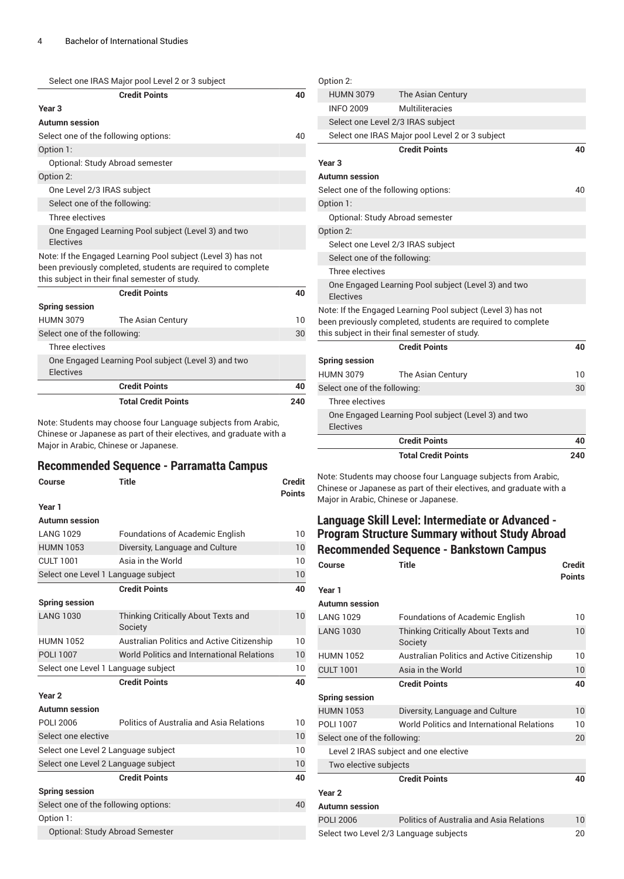| Course | Title | Credit Points |
| --- | --- | --- |
| Select one IRAS Major pool Level 2 or 3 subject | | |
| | **Credit Points** | **40** |
| **Year 3** | | |
| **Autumn session** | | |
| Select one of the following options: | | 40 |
| Option 1: | | |
| Optional: Study Abroad semester | | |
| Option 2: | | |
| One Level 2/3 IRAS subject | | |
| Select one of the following: | | |
| Three electives | | |
| One Engaged Learning Pool subject (Level 3) and two Electives | | |
| Note: If the Engaged Learning Pool subject (Level 3) has not been previously completed, students are required to complete this subject in their final semester of study. | | |
| | **Credit Points** | **40** |
| **Spring session** | | |
| HUMN 3079 | The Asian Century | 10 |
| Select one of the following: | | 30 |
| Three electives | | |
| One Engaged Learning Pool subject (Level 3) and two Electives | | |
| | **Credit Points** | **40** |
| | **Total Credit Points** | **240** |

Note: Students may choose four Language subjects from Arabic, Chinese or Japanese as part of their electives, and graduate with a Major in Arabic, Chinese or Japanese.

## Recommended Sequence - Parramatta Campus

| Course | Title | Credit Points |
| --- | --- | --- |
| **Year 1** | | |
| **Autumn session** | | |
| LANG 1029 | Foundations of Academic English | 10 |
| HUMN 1053 | Diversity, Language and Culture | 10 |
| CULT 1001 | Asia in the World | 10 |
| Select one Level 1 Language subject | | 10 |
| | **Credit Points** | **40** |
| **Spring session** | | |
| LANG 1030 | Thinking Critically About Texts and Society | 10 |
| HUMN 1052 | Australian Politics and Active Citizenship | 10 |
| POLI 1007 | World Politics and International Relations | 10 |
| Select one Level 1 Language subject | | 10 |
| | **Credit Points** | **40** |
| **Year 2** | | |
| **Autumn session** | | |
| POLI 2006 | Politics of Australia and Asia Relations | 10 |
| Select one elective | | 10 |
| Select one Level 2 Language subject | | 10 |
| Select one Level 2 Language subject | | 10 |
| | **Credit Points** | **40** |
| **Spring session** | | |
| Select one of the following options: | | 40 |
| Option 1: | | |
| Optional: Study Abroad Semester | | |
| Option 2: | | |
| HUMN 3079 | The Asian Century | |
| INFO 2009 | Multiliteracies | |
| Select one Level 2/3 IRAS subject | | |
| Select one IRAS Major pool Level 2 or 3 subject | | |
| | **Credit Points** | **40** |
| **Year 3** | | |
| **Autumn session** | | |
| Select one of the following options: | | 40 |
| Option 1: | | |
| Optional: Study Abroad semester | | |
| Option 2: | | |
| Select one Level 2/3 IRAS subject | | |
| Select one of the following: | | |
| Three electives | | |
| One Engaged Learning Pool subject (Level 3) and two Electives | | |
| Note: If the Engaged Learning Pool subject (Level 3) has not been previously completed, students are required to complete this subject in their final semester of study. | | |
| | **Credit Points** | **40** |
| **Spring session** | | |
| HUMN 3079 | The Asian Century | 10 |
| Select one of the following: | | 30 |
| Three electives | | |
| One Engaged Learning Pool subject (Level 3) and two Electives | | |
| | **Credit Points** | **40** |
| | **Total Credit Points** | **240** |

Note: Students may choose four Language subjects from Arabic, Chinese or Japanese as part of their electives, and graduate with a Major in Arabic, Chinese or Japanese.

## Language Skill Level: Intermediate or Advanced - Program Structure Summary without Study Abroad

### Recommended Sequence - Bankstown Campus

| Course | Title | Credit Points |
| --- | --- | --- |
| **Year 1** | | |
| **Autumn session** | | |
| LANG 1029 | Foundations of Academic English | 10 |
| LANG 1030 | Thinking Critically About Texts and Society | 10 |
| HUMN 1052 | Australian Politics and Active Citizenship | 10 |
| CULT 1001 | Asia in the World | 10 |
| | **Credit Points** | **40** |
| **Spring session** | | |
| HUMN 1053 | Diversity, Language and Culture | 10 |
| POLI 1007 | World Politics and International Relations | 10 |
| Select one of the following: | | 20 |
| Level 2 IRAS subject and one elective | | |
| Two elective subjects | | |
| | **Credit Points** | **40** |
| **Year 2** | | |
| **Autumn session** | | |
| POLI 2006 | Politics of Australia and Asia Relations | 10 |
| Select two Level 2/3 Language subjects | | 20 |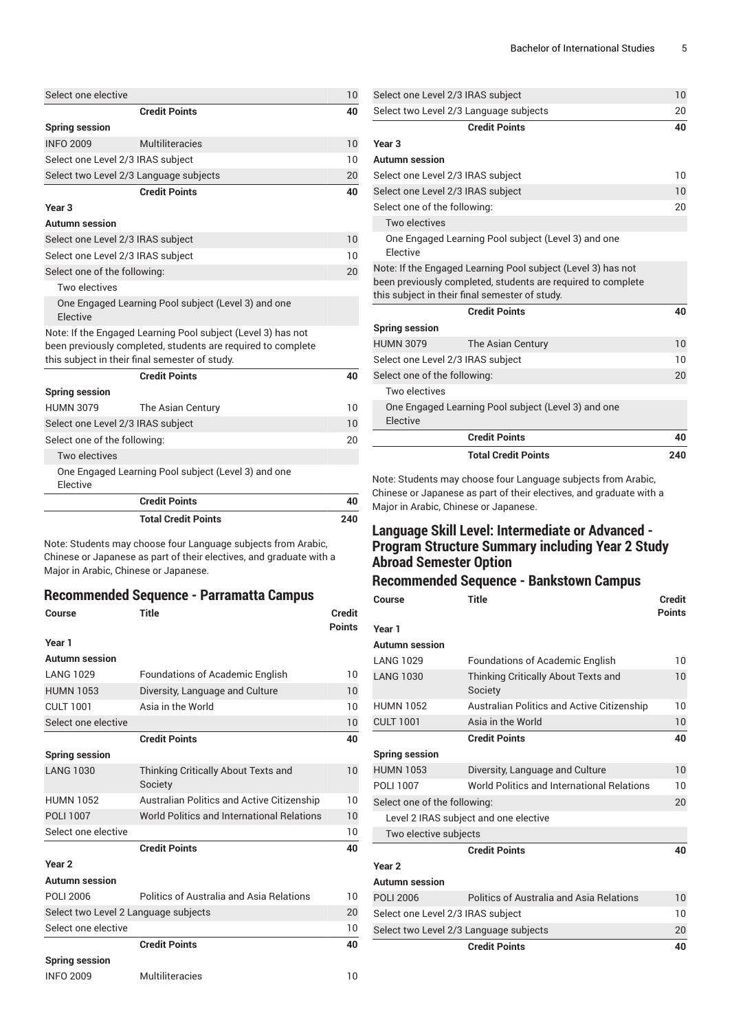| Course | Title | Credit Points |
| --- | --- | --- |
| Select one elective | | 10 |
| | **Credit Points** | **40** |
| **Spring session** | | |
| INFO 2009 | Multiliteracies | 10 |
| Select one Level 2/3 IRAS subject | | 10 |
| Select two Level 2/3 Language subjects | | 20 |
| | **Credit Points** | **40** |
| **Year 3** | | |
| **Autumn session** | | |
| Select one Level 2/3 IRAS subject | | 10 |
| Select one Level 2/3 IRAS subject | | 10 |
| Select one of the following: | | 20 |
| Two electives | | |
| One Engaged Learning Pool subject (Level 3) and one Elective | | |
| Note: If the Engaged Learning Pool subject (Level 3) has not been previously completed, students are required to complete this subject in their final semester of study. | | |
| | **Credit Points** | **40** |
| **Spring session** | | |
| HUMN 3079 | The Asian Century | 10 |
| Select one Level 2/3 IRAS subject | | 10 |
| Select one of the following: | | 20 |
| Two electives | | |
| One Engaged Learning Pool subject (Level 3) and one Elective | | |
| | **Credit Points** | **40** |
| | **Total Credit Points** | **240** |

Note: Students may choose four Language subjects from Arabic, Chinese or Japanese as part of their electives, and graduate with a Major in Arabic, Chinese or Japanese.

## Recommended Sequence - Parramatta Campus

| Course | Title | Credit Points |
| --- | --- | --- |
| **Year 1** | | |
| **Autumn session** | | |
| LANG 1029 | Foundations of Academic English | 10 |
| HUMN 1053 | Diversity, Language and Culture | 10 |
| CULT 1001 | Asia in the World | 10 |
| Select one elective | | 10 |
| | **Credit Points** | **40** |
| **Spring session** | | |
| LANG 1030 | Thinking Critically About Texts and Society | 10 |
| HUMN 1052 | Australian Politics and Active Citizenship | 10 |
| POLI 1007 | World Politics and International Relations | 10 |
| Select one elective | | 10 |
| | **Credit Points** | **40** |
| **Year 2** | | |
| **Autumn session** | | |
| POLI 2006 | Politics of Australia and Asia Relations | 10 |
| Select two Level 2 Language subjects | | 20 |
| Select one elective | | 10 |
| | **Credit Points** | **40** |
| **Spring session** | | |
| INFO 2009 | Multiliteracies | 10 |
| Select one Level 2/3 IRAS subject | | 10 |
| Select two Level 2/3 Language subjects | | 20 |
| | **Credit Points** | **40** |
| **Year 3** | | |
| **Autumn session** | | |
| Select one Level 2/3 IRAS subject | | 10 |
| Select one Level 2/3 IRAS subject | | 10 |
| Select one of the following: | | 20 |
| Two electives | | |
| One Engaged Learning Pool subject (Level 3) and one Elective | | |
| Note: If the Engaged Learning Pool subject (Level 3) has not been previously completed, students are required to complete this subject in their final semester of study. | | |
| | **Credit Points** | **40** |
| **Spring session** | | |
| HUMN 3079 | The Asian Century | 10 |
| Select one Level 2/3 IRAS subject | | 10 |
| Select one of the following: | | 20 |
| Two electives | | |
| One Engaged Learning Pool subject (Level 3) and one Elective | | |
| | **Credit Points** | **40** |
| | **Total Credit Points** | **240** |

Note: Students may choose four Language subjects from Arabic, Chinese or Japanese as part of their electives, and graduate with a Major in Arabic, Chinese or Japanese.

## Language Skill Level: Intermediate or Advanced - Program Structure Summary including Year 2 Study Abroad Semester Option

## Recommended Sequence - Bankstown Campus

| Course | Title | Credit Points |
| --- | --- | --- |
| **Year 1** | | |
| **Autumn session** | | |
| LANG 1029 | Foundations of Academic English | 10 |
| LANG 1030 | Thinking Critically About Texts and Society | 10 |
| HUMN 1052 | Australian Politics and Active Citizenship | 10 |
| CULT 1001 | Asia in the World | 10 |
| | **Credit Points** | **40** |
| **Spring session** | | |
| HUMN 1053 | Diversity, Language and Culture | 10 |
| POLI 1007 | World Politics and International Relations | 10 |
| Select one of the following: | | 20 |
| Level 2 IRAS subject and one elective | | |
| Two elective subjects | | |
| | **Credit Points** | **40** |
| **Year 2** | | |
| **Autumn session** | | |
| POLI 2006 | Politics of Australia and Asia Relations | 10 |
| Select one Level 2/3 IRAS subject | | 10 |
| Select two Level 2/3 Language subjects | | 20 |
| | **Credit Points** | **40** |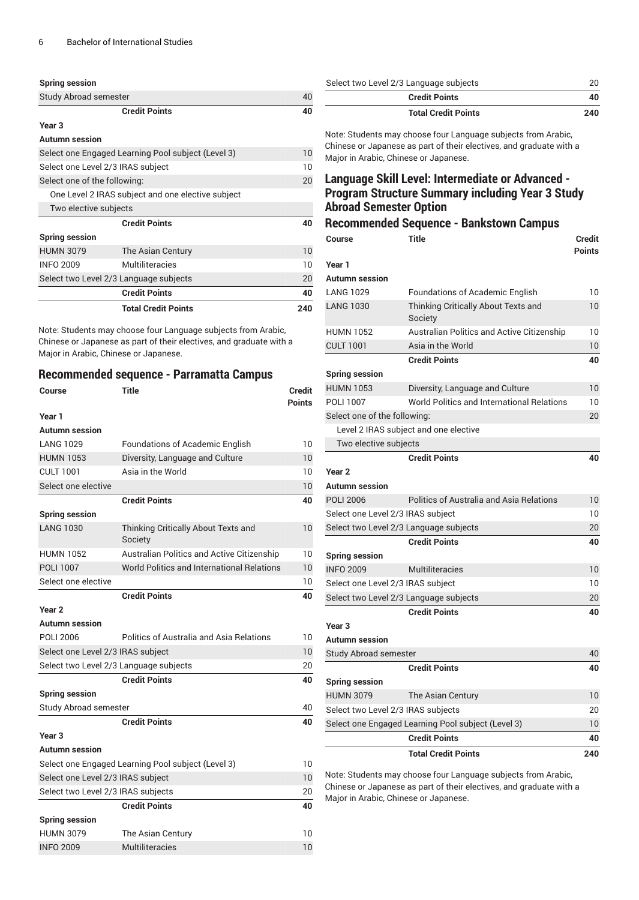| | | |
|---|---|---|
| **Spring session** | | |
| Study Abroad semester | | 40 |
| | **Credit Points** | **40** |
| **Year 3** | | |
| **Autumn session** | | |
| Select one Engaged Learning Pool subject (Level 3) | | 10 |
| Select one Level 2/3 IRAS subject | | 10 |
| Select one of the following: | | 20 |
| One Level 2 IRAS subject and one elective subject | | |
| Two elective subjects | | |
| | **Credit Points** | **40** |
| **Spring session** | | |
| HUMN 3079 | The Asian Century | 10 |
| INFO 2009 | Multiliteracies | 10 |
| Select two Level 2/3 Language subjects | | 20 |
| | **Credit Points** | **40** |
| | **Total Credit Points** | **240** |

Note: Students may choose four Language subjects from Arabic, Chinese or Japanese as part of their electives, and graduate with a Major in Arabic, Chinese or Japanese.

## Recommended sequence - Parramatta Campus

| Course | Title | Credit Points |
|---|---|---|
| **Year 1** | | |
| **Autumn session** | | |
| LANG 1029 | Foundations of Academic English | 10 |
| HUMN 1053 | Diversity, Language and Culture | 10 |
| CULT 1001 | Asia in the World | 10 |
| Select one elective | | 10 |
| | **Credit Points** | **40** |
| **Spring session** | | |
| LANG 1030 | Thinking Critically About Texts and Society | 10 |
| HUMN 1052 | Australian Politics and Active Citizenship | 10 |
| POLI 1007 | World Politics and International Relations | 10 |
| Select one elective | | 10 |
| | **Credit Points** | **40** |
| **Year 2** | | |
| **Autumn session** | | |
| POLI 2006 | Politics of Australia and Asia Relations | 10 |
| Select one Level 2/3 IRAS subject | | 10 |
| Select two Level 2/3 Language subjects | | 20 |
| | **Credit Points** | **40** |
| **Spring session** | | |
| Study Abroad semester | | 40 |
| | **Credit Points** | **40** |
| **Year 3** | | |
| **Autumn session** | | |
| Select one Engaged Learning Pool subject (Level 3) | | 10 |
| Select one Level 2/3 IRAS subject | | 10 |
| Select two Level 2/3 IRAS subjects | | 20 |
| | **Credit Points** | **40** |
| **Spring session** | | |
| HUMN 3079 | The Asian Century | 10 |
| INFO 2009 | Multiliteracies | 10 |
| Select two Level 2/3 Language subjects | | 20 |
| | **Credit Points** | **40** |
| | **Total Credit Points** | **240** |

Note: Students may choose four Language subjects from Arabic, Chinese or Japanese as part of their electives, and graduate with a Major in Arabic, Chinese or Japanese.

## Language Skill Level: Intermediate or Advanced - Program Structure Summary including Year 3 Study Abroad Semester Option

## Recommended Sequence - Bankstown Campus

| Course | Title | Credit Points |
|---|---|---|
| **Year 1** | | |
| **Autumn session** | | |
| LANG 1029 | Foundations of Academic English | 10 |
| LANG 1030 | Thinking Critically About Texts and Society | 10 |
| HUMN 1052 | Australian Politics and Active Citizenship | 10 |
| CULT 1001 | Asia in the World | 10 |
| | **Credit Points** | **40** |
| **Spring session** | | |
| HUMN 1053 | Diversity, Language and Culture | 10 |
| POLI 1007 | World Politics and International Relations | 10 |
| Select one of the following: | | 20 |
| Level 2 IRAS subject and one elective | | |
| Two elective subjects | | |
| | **Credit Points** | **40** |
| **Year 2** | | |
| **Autumn session** | | |
| POLI 2006 | Politics of Australia and Asia Relations | 10 |
| Select one Level 2/3 IRAS subject | | 10 |
| Select two Level 2/3 Language subjects | | 20 |
| | **Credit Points** | **40** |
| **Spring session** | | |
| INFO 2009 | Multiliteracies | 10 |
| Select one Level 2/3 IRAS subject | | 10 |
| Select two Level 2/3 Language subjects | | 20 |
| | **Credit Points** | **40** |
| **Year 3** | | |
| **Autumn session** | | |
| Study Abroad semester | | 40 |
| | **Credit Points** | **40** |
| **Spring session** | | |
| HUMN 3079 | The Asian Century | 10 |
| Select two Level 2/3 IRAS subjects | | 20 |
| Select one Engaged Learning Pool subject (Level 3) | | 10 |
| | **Credit Points** | **40** |
| | **Total Credit Points** | **240** |

Note: Students may choose four Language subjects from Arabic, Chinese or Japanese as part of their electives, and graduate with a Major in Arabic, Chinese or Japanese.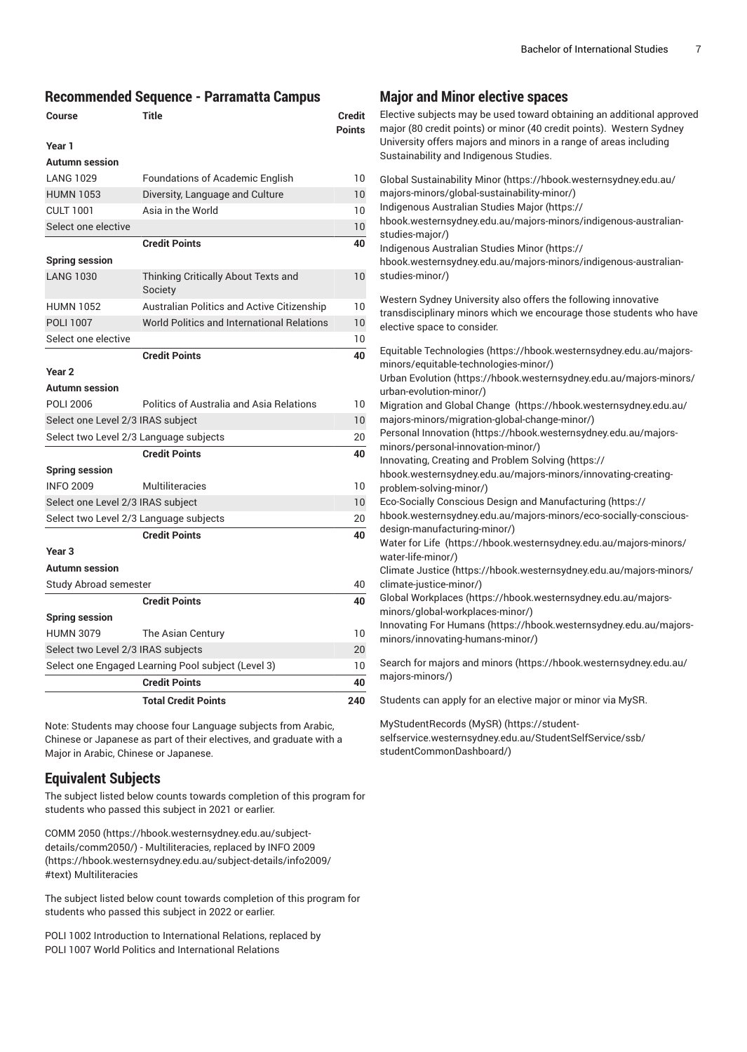## Recommended Sequence - Parramatta Campus

| Course | Title | Credit Points |
|---|---|---|
| **Year 1** | | |
| **Autumn session** | | |
| LANG 1029 | Foundations of Academic English | 10 |
| HUMN 1053 | Diversity, Language and Culture | 10 |
| CULT 1001 | Asia in the World | 10 |
| Select one elective | | 10 |
| | **Credit Points** | **40** |
| **Spring session** | | |
| LANG 1030 | Thinking Critically About Texts and Society | 10 |
| HUMN 1052 | Australian Politics and Active Citizenship | 10 |
| POLI 1007 | World Politics and International Relations | 10 |
| Select one elective | | 10 |
| | **Credit Points** | **40** |
| **Year 2** | | |
| **Autumn session** | | |
| POLI 2006 | Politics of Australia and Asia Relations | 10 |
| Select one Level 2/3 IRAS subject | | 10 |
| Select two Level 2/3 Language subjects | | 20 |
| | **Credit Points** | **40** |
| **Spring session** | | |
| INFO 2009 | Multiliteracies | 10 |
| Select one Level 2/3 IRAS subject | | 10 |
| Select two Level 2/3 Language subjects | | 20 |
| | **Credit Points** | **40** |
| **Year 3** | | |
| **Autumn session** | | |
| Study Abroad semester | | 40 |
| | **Credit Points** | **40** |
| **Spring session** | | |
| HUMN 3079 | The Asian Century | 10 |
| Select two Level 2/3 IRAS subjects | | 20 |
| Select one Engaged Learning Pool subject (Level 3) | | 10 |
| | **Credit Points** | **40** |
| | **Total Credit Points** | **240** |

Note: Students may choose four Language subjects from Arabic, Chinese or Japanese as part of their electives, and graduate with a Major in Arabic, Chinese or Japanese.

## Equivalent Subjects

The subject listed below counts towards completion of this program for students who passed this subject in 2021 or earlier.

COMM 2050 (https://hbook.westernsydney.edu.au/subject-details/comm2050/) - Multiliteracies, replaced by INFO 2009 (https://hbook.westernsydney.edu.au/subject-details/info2009/#text) Multiliteracies

The subject listed below count towards completion of this program for students who passed this subject in 2022 or earlier.

POLI 1002 Introduction to International Relations, replaced by POLI 1007 World Politics and International Relations

## Major and Minor elective spaces

Elective subjects may be used toward obtaining an additional approved major (80 credit points) or minor (40 credit points). Western Sydney University offers majors and minors in a range of areas including Sustainability and Indigenous Studies.

Global Sustainability Minor (https://hbook.westernsydney.edu.au/majors-minors/global-sustainability-minor/)
Indigenous Australian Studies Major (https://hbook.westernsydney.edu.au/majors-minors/indigenous-australian-studies-major/)
Indigenous Australian Studies Minor (https://hbook.westernsydney.edu.au/majors-minors/indigenous-australian-studies-minor/)

Western Sydney University also offers the following innovative transdisciplinary minors which we encourage those students who have elective space to consider.

Equitable Technologies (https://hbook.westernsydney.edu.au/majors-minors/equitable-technologies-minor/)
Urban Evolution (https://hbook.westernsydney.edu.au/majors-minors/urban-evolution-minor/)
Migration and Global Change (https://hbook.westernsydney.edu.au/majors-minors/migration-global-change-minor/)
Personal Innovation (https://hbook.westernsydney.edu.au/majors-minors/personal-innovation-minor/)
Innovating, Creating and Problem Solving (https://hbook.westernsydney.edu.au/majors-minors/innovating-creating-problem-solving-minor/)
Eco-Socially Conscious Design and Manufacturing (https://hbook.westernsydney.edu.au/majors-minors/eco-socially-conscious-design-manufacturing-minor/)
Water for Life (https://hbook.westernsydney.edu.au/majors-minors/water-life-minor/)
Climate Justice (https://hbook.westernsydney.edu.au/majors-minors/climate-justice-minor/)
Global Workplaces (https://hbook.westernsydney.edu.au/majors-minors/global-workplaces-minor/)
Innovating For Humans (https://hbook.westernsydney.edu.au/majors-minors/innovating-humans-minor/)

Search for majors and minors (https://hbook.westernsydney.edu.au/majors-minors/)

Students can apply for an elective major or minor via MySR.

MyStudentRecords (MySR) (https://student-selfservice.westernsydney.edu.au/StudentSelfService/ssb/studentCommonDashboard/)